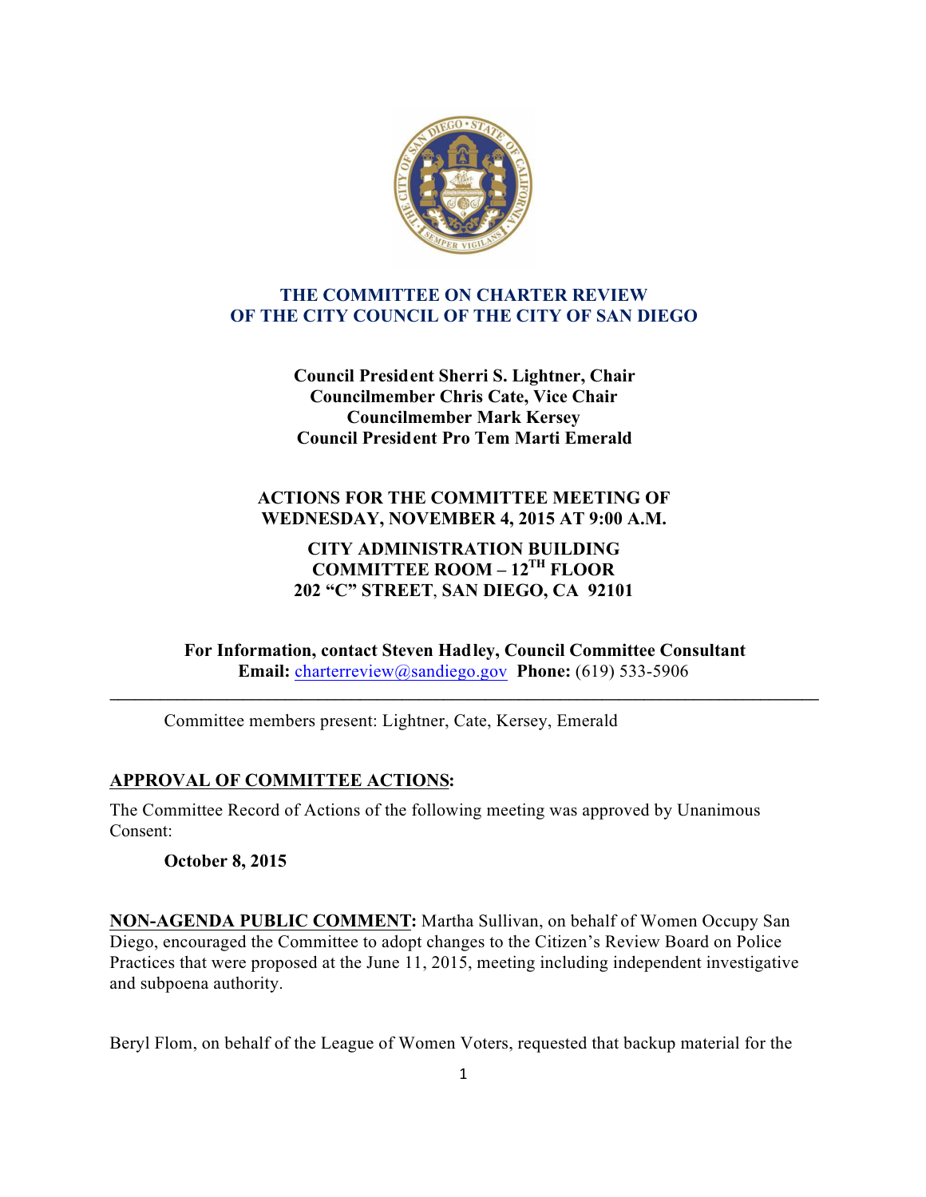# THE COMMITTEE ON CHARTER REVIEW OF THE CITY COUNCIL OF THE CITY OF SAN DIEGO

**Council President Sherri S. Lightner, Chair**
**Councilmember Chris Cate, Vice Chair**
**Councilmember Mark Kersey**
**Council President Pro Tem Marti Emerald**

**ACTIONS FOR THE COMMITTEE MEETING OF WEDNESDAY, NOVEMBER 4, 2015 AT 9:00 A.M.**

**CITY ADMINISTRATION BUILDING**
**COMMITTEE ROOM – 12TH FLOOR**
**202 "C" STREET, SAN DIEGO, CA 92101**

**For Information, contact Steven Hadley, Council Committee Consultant**
**Email:** charterreview@sandiego.gov **Phone:** (619) 533-5906

---

Committee members present: Lightner, Cate, Kersey, Emerald

**APPROVAL OF COMMITTEE ACTIONS:**

The Committee Record of Actions of the following meeting was approved by Unanimous Consent:

**October 8, 2015**

**NON-AGENDA PUBLIC COMMENT:** Martha Sullivan, on behalf of Women Occupy San Diego, encouraged the Committee to adopt changes to the Citizen's Review Board on Police Practices that were proposed at the June 11, 2015, meeting including independent investigative and subpoena authority.

Beryl Flom, on behalf of the League of Women Voters, requested that backup material for the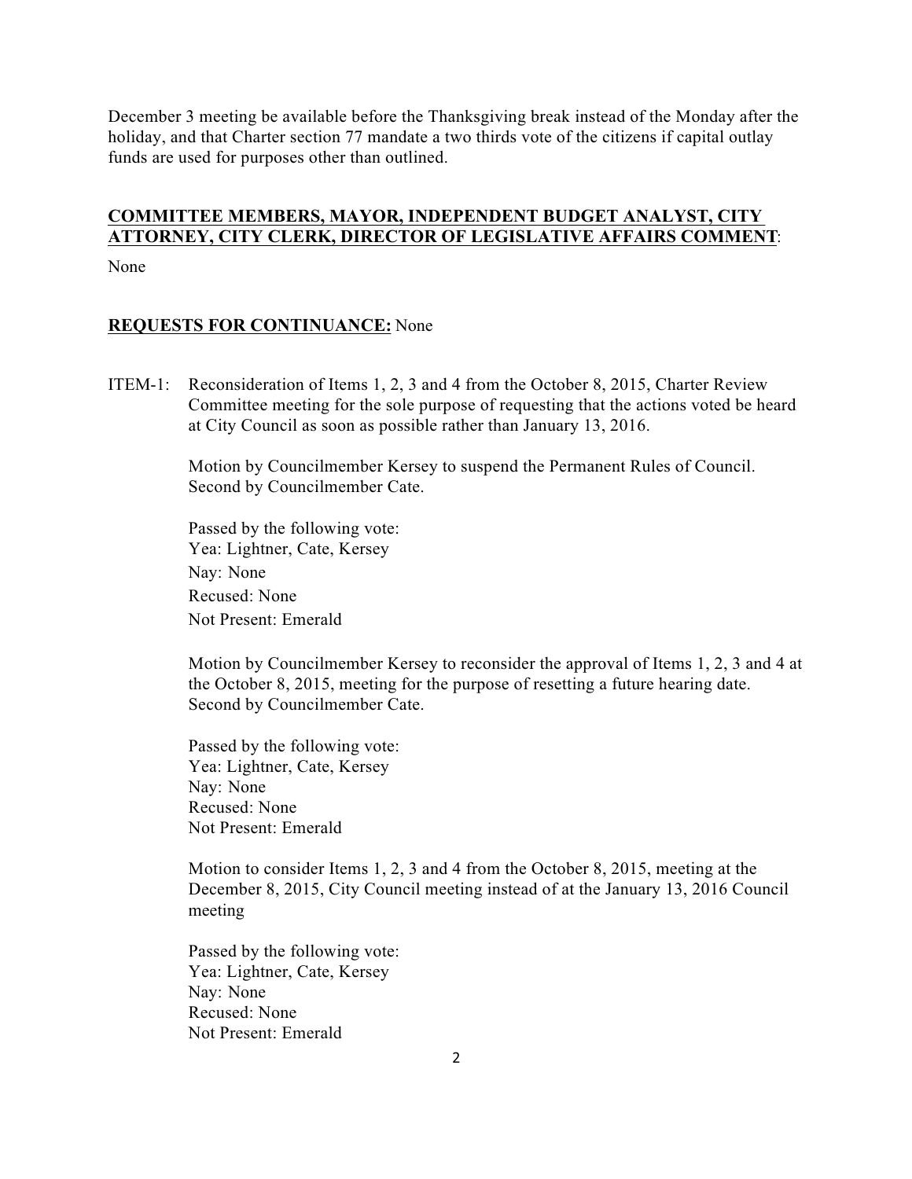December 3 meeting be available before the Thanksgiving break instead of the Monday after the holiday, and that Charter section 77 mandate a two thirds vote of the citizens if capital outlay funds are used for purposes other than outlined.

**COMMITTEE MEMBERS, MAYOR, INDEPENDENT BUDGET ANALYST, CITY ATTORNEY, CITY CLERK, DIRECTOR OF LEGISLATIVE AFFAIRS COMMENT**:

None

**REQUESTS FOR CONTINUANCE:** None

ITEM-1: Reconsideration of Items 1, 2, 3 and 4 from the October 8, 2015, Charter Review Committee meeting for the sole purpose of requesting that the actions voted be heard at City Council as soon as possible rather than January 13, 2016.

Motion by Councilmember Kersey to suspend the Permanent Rules of Council. Second by Councilmember Cate.

Passed by the following vote:
Yea: Lightner, Cate, Kersey
Nay: None
Recused: None
Not Present: Emerald

Motion by Councilmember Kersey to reconsider the approval of Items 1, 2, 3 and 4 at the October 8, 2015, meeting for the purpose of resetting a future hearing date. Second by Councilmember Cate.

Passed by the following vote:
Yea: Lightner, Cate, Kersey
Nay: None
Recused: None
Not Present: Emerald

Motion to consider Items 1, 2, 3 and 4 from the October 8, 2015, meeting at the December 8, 2015, City Council meeting instead of at the January 13, 2016 Council meeting

Passed by the following vote:
Yea: Lightner, Cate, Kersey
Nay: None
Recused: None
Not Present: Emerald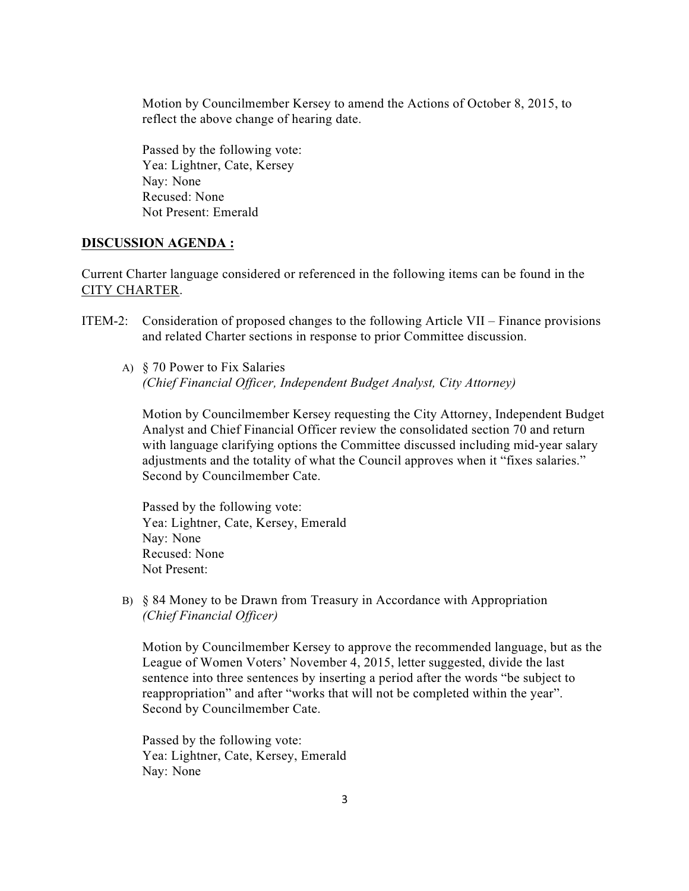Motion by Councilmember Kersey to amend the Actions of October 8, 2015, to reflect the above change of hearing date.

Passed by the following vote:
Yea: Lightner, Cate, Kersey
Nay: None
Recused: None
Not Present: Emerald

**DISCUSSION AGENDA :**

Current Charter language considered or referenced in the following items can be found in the CITY CHARTER.

ITEM-2: Consideration of proposed changes to the following Article VII – Finance provisions and related Charter sections in response to prior Committee discussion.

A) § 70 Power to Fix Salaries
*(Chief Financial Officer, Independent Budget Analyst, City Attorney)*

Motion by Councilmember Kersey requesting the City Attorney, Independent Budget Analyst and Chief Financial Officer review the consolidated section 70 and return with language clarifying options the Committee discussed including mid-year salary adjustments and the totality of what the Council approves when it "fixes salaries." Second by Councilmember Cate.

Passed by the following vote:
Yea: Lightner, Cate, Kersey, Emerald
Nay: None
Recused: None
Not Present:

B) § 84 Money to be Drawn from Treasury in Accordance with Appropriation
*(Chief Financial Officer)*

Motion by Councilmember Kersey to approve the recommended language, but as the League of Women Voters' November 4, 2015, letter suggested, divide the last sentence into three sentences by inserting a period after the words "be subject to reappropriation" and after "works that will not be completed within the year". Second by Councilmember Cate.

Passed by the following vote:
Yea: Lightner, Cate, Kersey, Emerald
Nay: None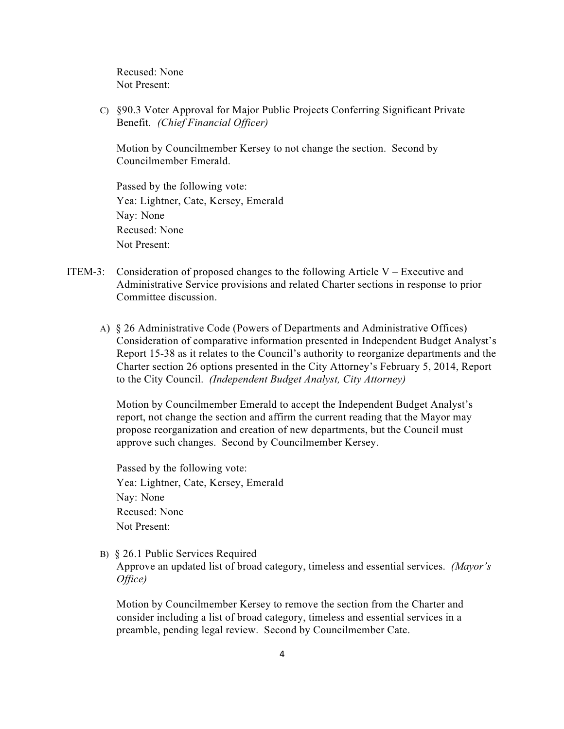Recused: None
Not Present:

C) §90.3 Voter Approval for Major Public Projects Conferring Significant Private Benefit. *(Chief Financial Officer)*

Motion by Councilmember Kersey to not change the section. Second by Councilmember Emerald.

Passed by the following vote:
Yea: Lightner, Cate, Kersey, Emerald
Nay: None
Recused: None
Not Present:

ITEM-3: Consideration of proposed changes to the following Article V – Executive and Administrative Service provisions and related Charter sections in response to prior Committee discussion.

A) § 26 Administrative Code (Powers of Departments and Administrative Offices) Consideration of comparative information presented in Independent Budget Analyst's Report 15-38 as it relates to the Council's authority to reorganize departments and the Charter section 26 options presented in the City Attorney's February 5, 2014, Report to the City Council. *(Independent Budget Analyst, City Attorney)*

Motion by Councilmember Emerald to accept the Independent Budget Analyst's report, not change the section and affirm the current reading that the Mayor may propose reorganization and creation of new departments, but the Council must approve such changes. Second by Councilmember Kersey.

Passed by the following vote:
Yea: Lightner, Cate, Kersey, Emerald
Nay: None
Recused: None
Not Present:

B) § 26.1 Public Services Required
Approve an updated list of broad category, timeless and essential services. *(Mayor's Office)*

Motion by Councilmember Kersey to remove the section from the Charter and consider including a list of broad category, timeless and essential services in a preamble, pending legal review. Second by Councilmember Cate.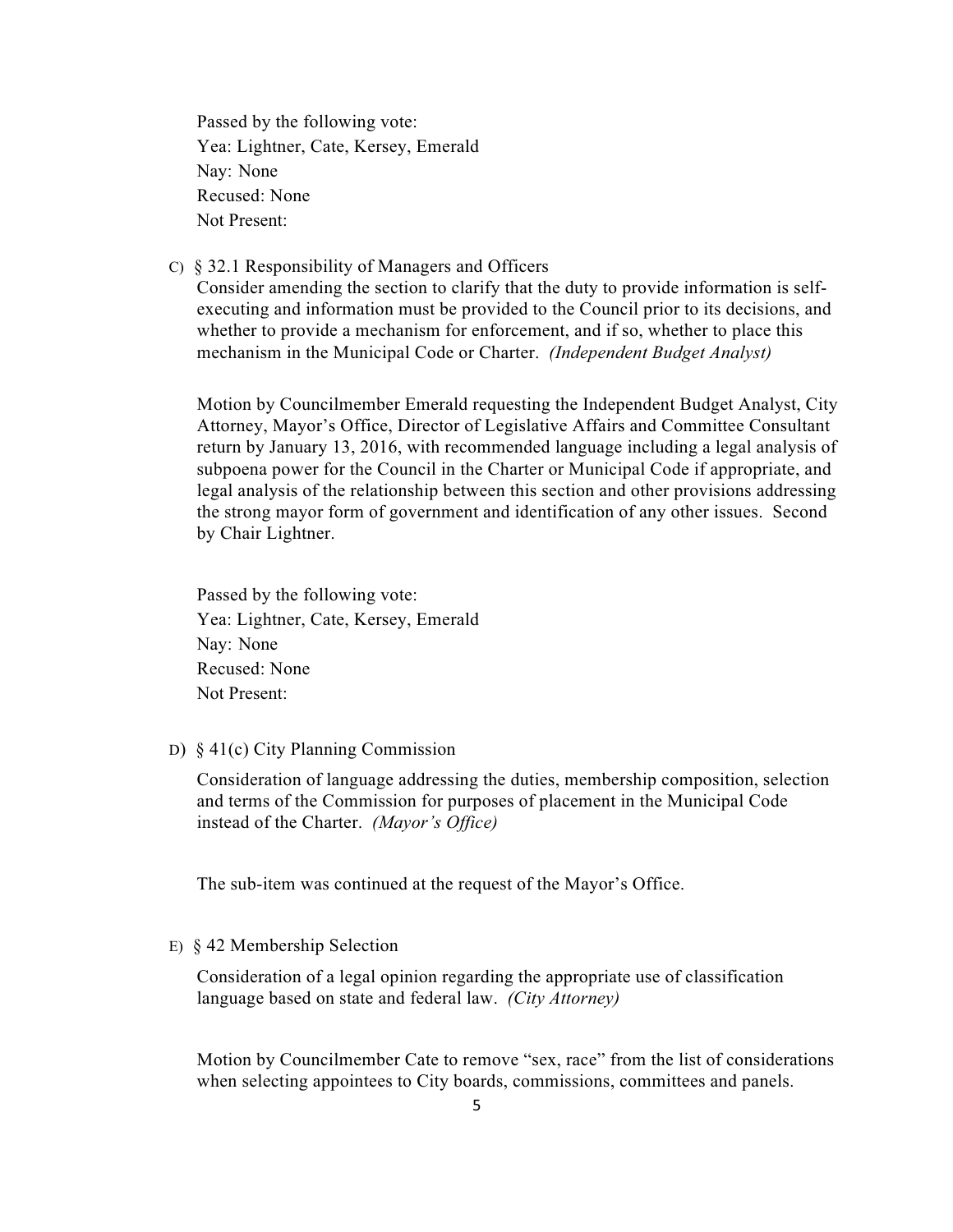Passed by the following vote:
Yea: Lightner, Cate, Kersey, Emerald
Nay: None
Recused: None
Not Present:

C) § 32.1 Responsibility of Managers and Officers
Consider amending the section to clarify that the duty to provide information is self-executing and information must be provided to the Council prior to its decisions, and whether to provide a mechanism for enforcement, and if so, whether to place this mechanism in the Municipal Code or Charter. *(Independent Budget Analyst)*

Motion by Councilmember Emerald requesting the Independent Budget Analyst, City Attorney, Mayor's Office, Director of Legislative Affairs and Committee Consultant return by January 13, 2016, with recommended language including a legal analysis of subpoena power for the Council in the Charter or Municipal Code if appropriate, and legal analysis of the relationship between this section and other provisions addressing the strong mayor form of government and identification of any other issues. Second by Chair Lightner.

Passed by the following vote:
Yea: Lightner, Cate, Kersey, Emerald
Nay: None
Recused: None
Not Present:

D) § 41(c) City Planning Commission

Consideration of language addressing the duties, membership composition, selection and terms of the Commission for purposes of placement in the Municipal Code instead of the Charter. *(Mayor's Office)*

The sub-item was continued at the request of the Mayor's Office.

E) § 42 Membership Selection

Consideration of a legal opinion regarding the appropriate use of classification language based on state and federal law. *(City Attorney)*

Motion by Councilmember Cate to remove "sex, race" from the list of considerations when selecting appointees to City boards, commissions, committees and panels.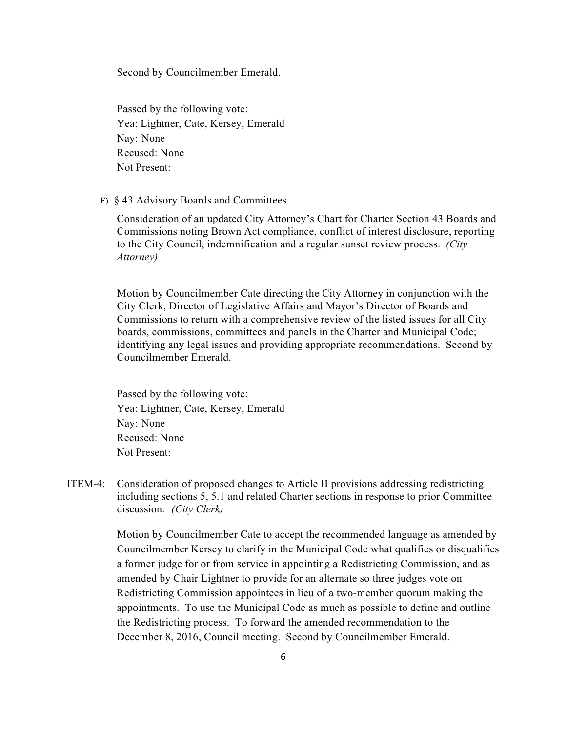Second by Councilmember Emerald.

Passed by the following vote:
Yea: Lightner, Cate, Kersey, Emerald
Nay: None
Recused: None
Not Present:

F) § 43 Advisory Boards and Committees

Consideration of an updated City Attorney's Chart for Charter Section 43 Boards and Commissions noting Brown Act compliance, conflict of interest disclosure, reporting to the City Council, indemnification and a regular sunset review process. *(City Attorney)*

Motion by Councilmember Cate directing the City Attorney in conjunction with the City Clerk, Director of Legislative Affairs and Mayor's Director of Boards and Commissions to return with a comprehensive review of the listed issues for all City boards, commissions, committees and panels in the Charter and Municipal Code; identifying any legal issues and providing appropriate recommendations. Second by Councilmember Emerald.

Passed by the following vote:
Yea: Lightner, Cate, Kersey, Emerald
Nay: None
Recused: None
Not Present:

ITEM-4: Consideration of proposed changes to Article II provisions addressing redistricting including sections 5, 5.1 and related Charter sections in response to prior Committee discussion. *(City Clerk)*

Motion by Councilmember Cate to accept the recommended language as amended by Councilmember Kersey to clarify in the Municipal Code what qualifies or disqualifies a former judge for or from service in appointing a Redistricting Commission, and as amended by Chair Lightner to provide for an alternate so three judges vote on Redistricting Commission appointees in lieu of a two-member quorum making the appointments. To use the Municipal Code as much as possible to define and outline the Redistricting process. To forward the amended recommendation to the December 8, 2016, Council meeting. Second by Councilmember Emerald.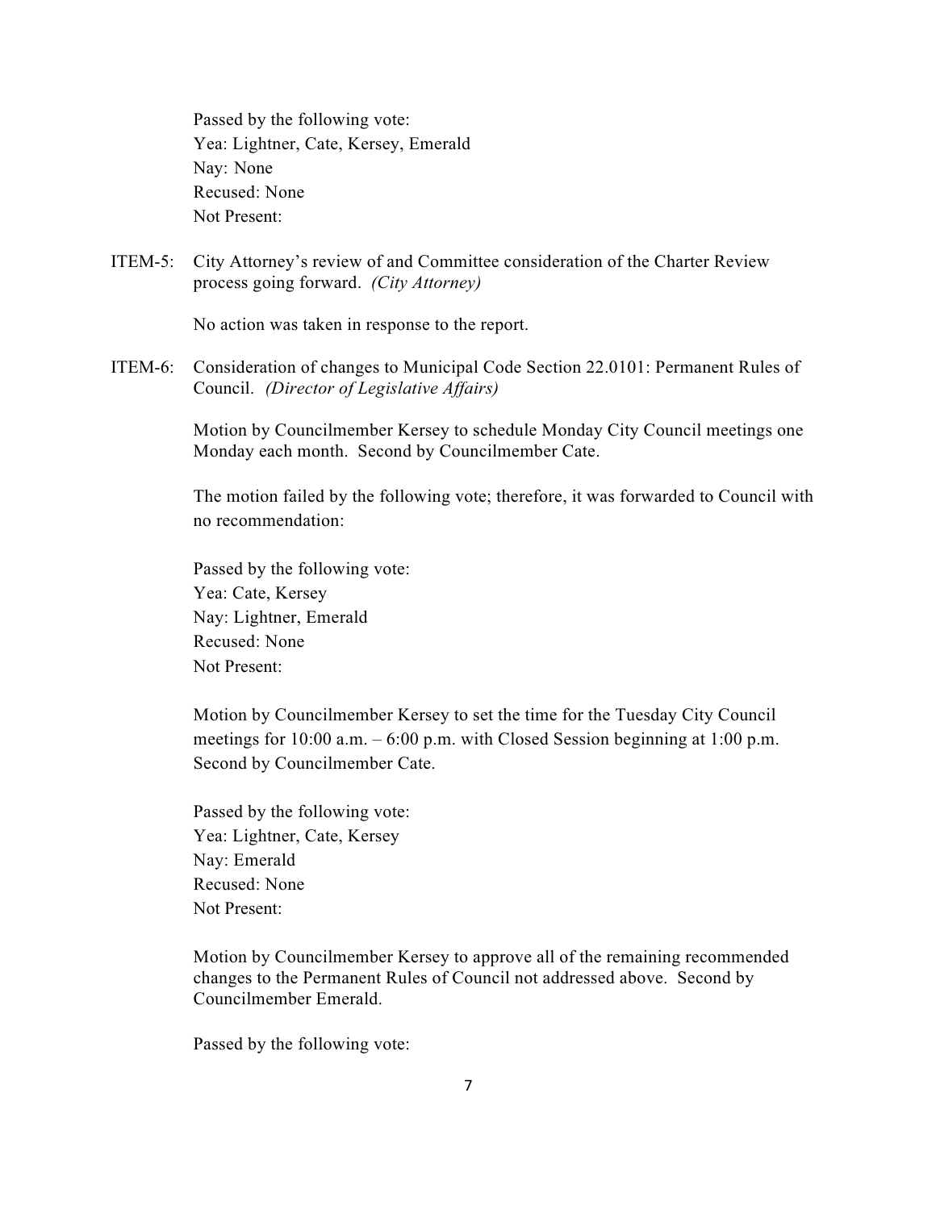Passed by the following vote:
Yea: Lightner, Cate, Kersey, Emerald
Nay: None
Recused: None
Not Present:

ITEM-5: City Attorney's review of and Committee consideration of the Charter Review process going forward. *(City Attorney)*

No action was taken in response to the report.

ITEM-6: Consideration of changes to Municipal Code Section 22.0101: Permanent Rules of Council. *(Director of Legislative Affairs)*

Motion by Councilmember Kersey to schedule Monday City Council meetings one Monday each month. Second by Councilmember Cate.

The motion failed by the following vote; therefore, it was forwarded to Council with no recommendation:

Passed by the following vote:
Yea: Cate, Kersey
Nay: Lightner, Emerald
Recused: None
Not Present:

Motion by Councilmember Kersey to set the time for the Tuesday City Council meetings for 10:00 a.m. – 6:00 p.m. with Closed Session beginning at 1:00 p.m. Second by Councilmember Cate.

Passed by the following vote:
Yea: Lightner, Cate, Kersey
Nay: Emerald
Recused: None
Not Present:

Motion by Councilmember Kersey to approve all of the remaining recommended changes to the Permanent Rules of Council not addressed above. Second by Councilmember Emerald.

Passed by the following vote: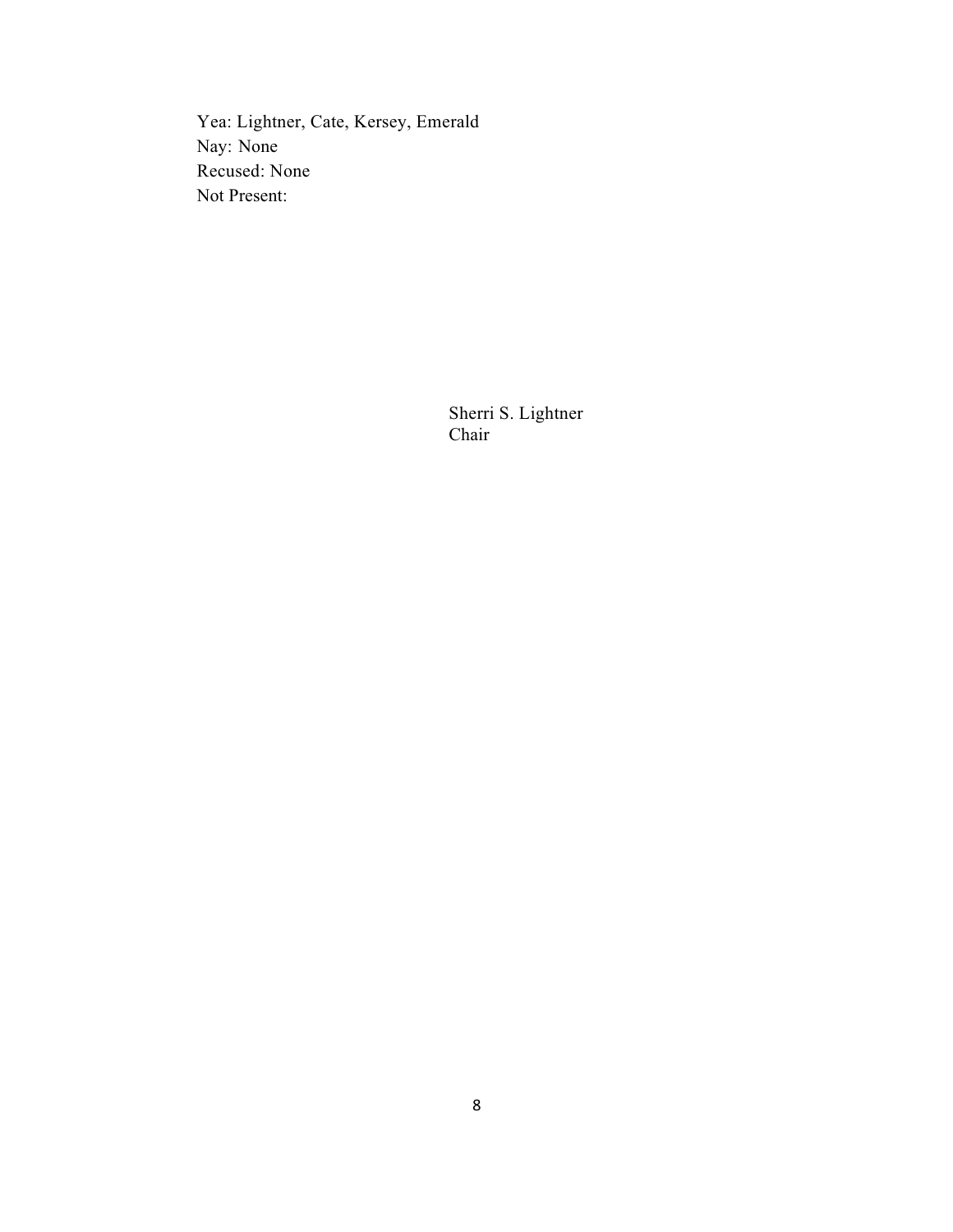Yea: Lightner, Cate, Kersey, Emerald
Nay: None
Recused: None
Not Present:

Sherri S. Lightner
Chair